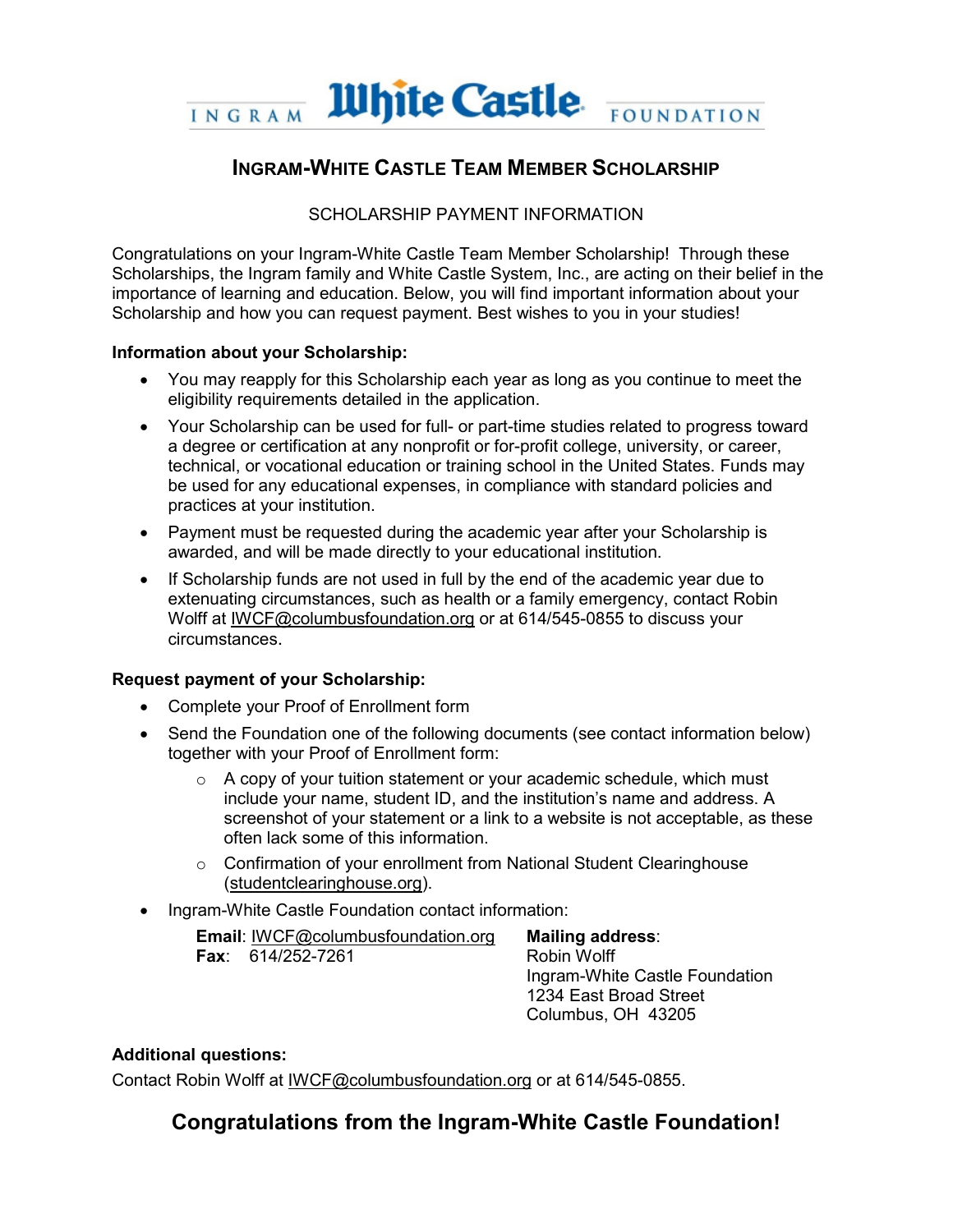INGRAM **White Castle** FOUNDATION

## Ingram-White Castle Team Member Scholarship

SCHOLARSHIP PAYMENT INFORMATION

Congratulations on your Ingram-White Castle Team Member Scholarship! Through these Scholarships, the Ingram family and White Castle System, Inc., are acting on their belief in the importance of learning and education. Below, you will find important information about your Scholarship and how you can request payment. Best wishes to you in your studies!

**Information about your Scholarship:**

- You may reapply for this Scholarship each year as long as you continue to meet the eligibility requirements detailed in the application.
- Your Scholarship can be used for full- or part-time studies related to progress toward a degree or certification at any nonprofit or for-profit college, university, or career, technical, or vocational education or training school in the United States. Funds may be used for any educational expenses, in compliance with standard policies and practices at your institution.
- Payment must be requested during the academic year after your Scholarship is awarded, and will be made directly to your educational institution.
- If Scholarship funds are not used in full by the end of the academic year due to extenuating circumstances, such as health or a family emergency, contact Robin Wolff at IWCF@columbusfoundation.org or at 614/545-0855 to discuss your circumstances.

**Request payment of your Scholarship:**

- Complete your Proof of Enrollment form
- Send the Foundation one of the following documents (see contact information below) together with your Proof of Enrollment form:
  - A copy of your tuition statement or your academic schedule, which must include your name, student ID, and the institution's name and address. A screenshot of your statement or a link to a website is not acceptable, as these often lack some of this information.
  - Confirmation of your enrollment from National Student Clearinghouse (studentclearinghouse.org).
- Ingram-White Castle Foundation contact information:

  **Email**: IWCF@columbusfoundation.org
  **Fax**: 614/252-7261

  **Mailing address**:
  Robin Wolff
  Ingram-White Castle Foundation
  1234 East Broad Street
  Columbus, OH 43205

**Additional questions:**
Contact Robin Wolff at IWCF@columbusfoundation.org or at 614/545-0855.

## Congratulations from the Ingram-White Castle Foundation!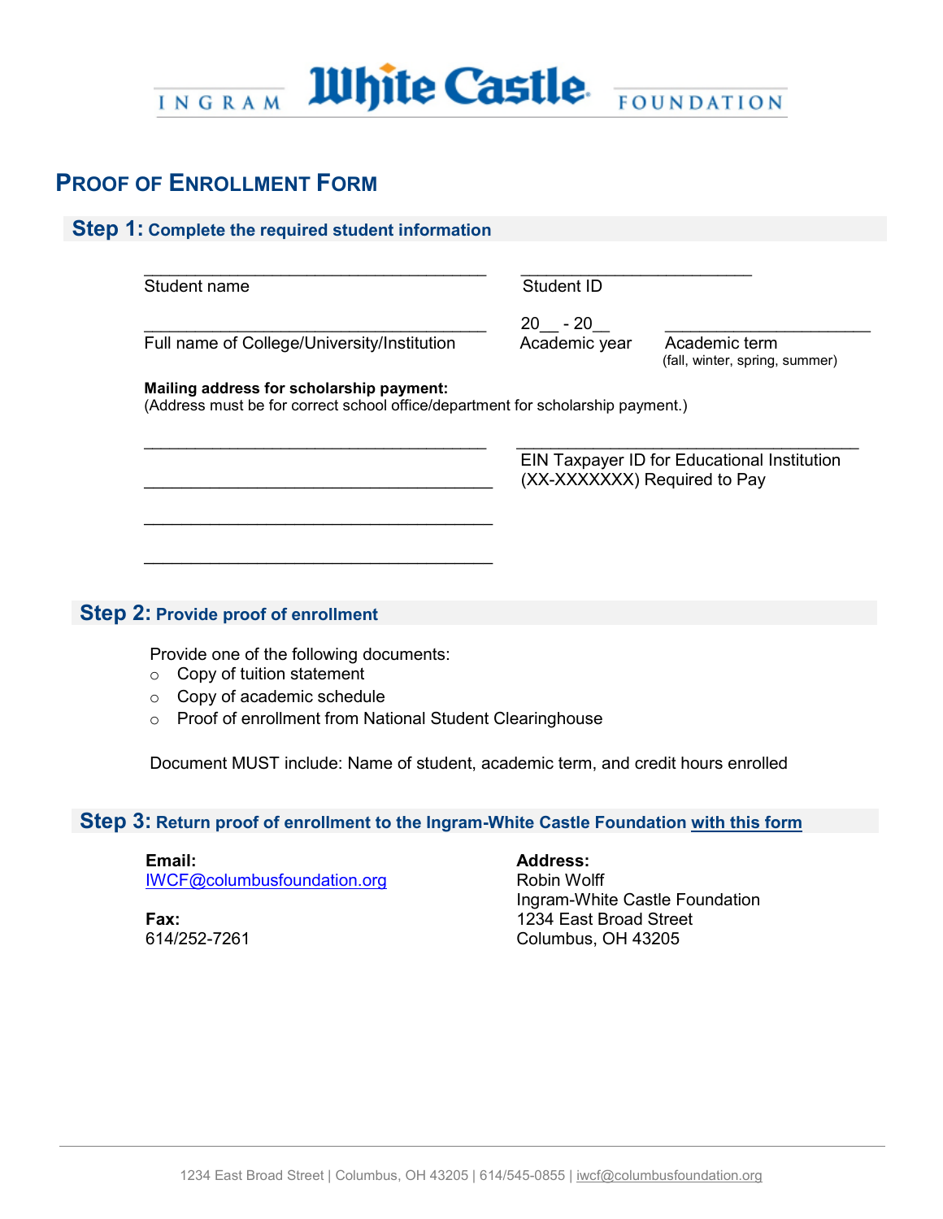INGRAM **White Castle** FOUNDATION

# PROOF OF ENROLLMENT FORM

## Step 1: Complete the required student information

________________________________________ Student name

__________________________ Student ID

________________________________________ Full name of College/University/Institution

20__ - 20__ Academic year

______________________ Academic term (fall, winter, spring, summer)

**Mailing address for scholarship payment:**
(Address must be for correct school office/department for scholarship payment.)

________________________________________

________________________________________

________________________________________

________________________________________

________________________________________ EIN Taxpayer ID for Educational Institution (XX-XXXXXXX) Required to Pay

## Step 2: Provide proof of enrollment

Provide one of the following documents:

- Copy of tuition statement
- Copy of academic schedule
- Proof of enrollment from National Student Clearinghouse

Document MUST include: Name of student, academic term, and credit hours enrolled

## Step 3: Return proof of enrollment to the Ingram-White Castle Foundation with this form

**Email:**
IWCF@columbusfoundation.org

**Fax:**
614/252-7261

**Address:**
Robin Wolff
Ingram-White Castle Foundation
1234 East Broad Street
Columbus, OH 43205

1234 East Broad Street | Columbus, OH 43205 | 614/545-0855 | iwcf@columbusfoundation.org